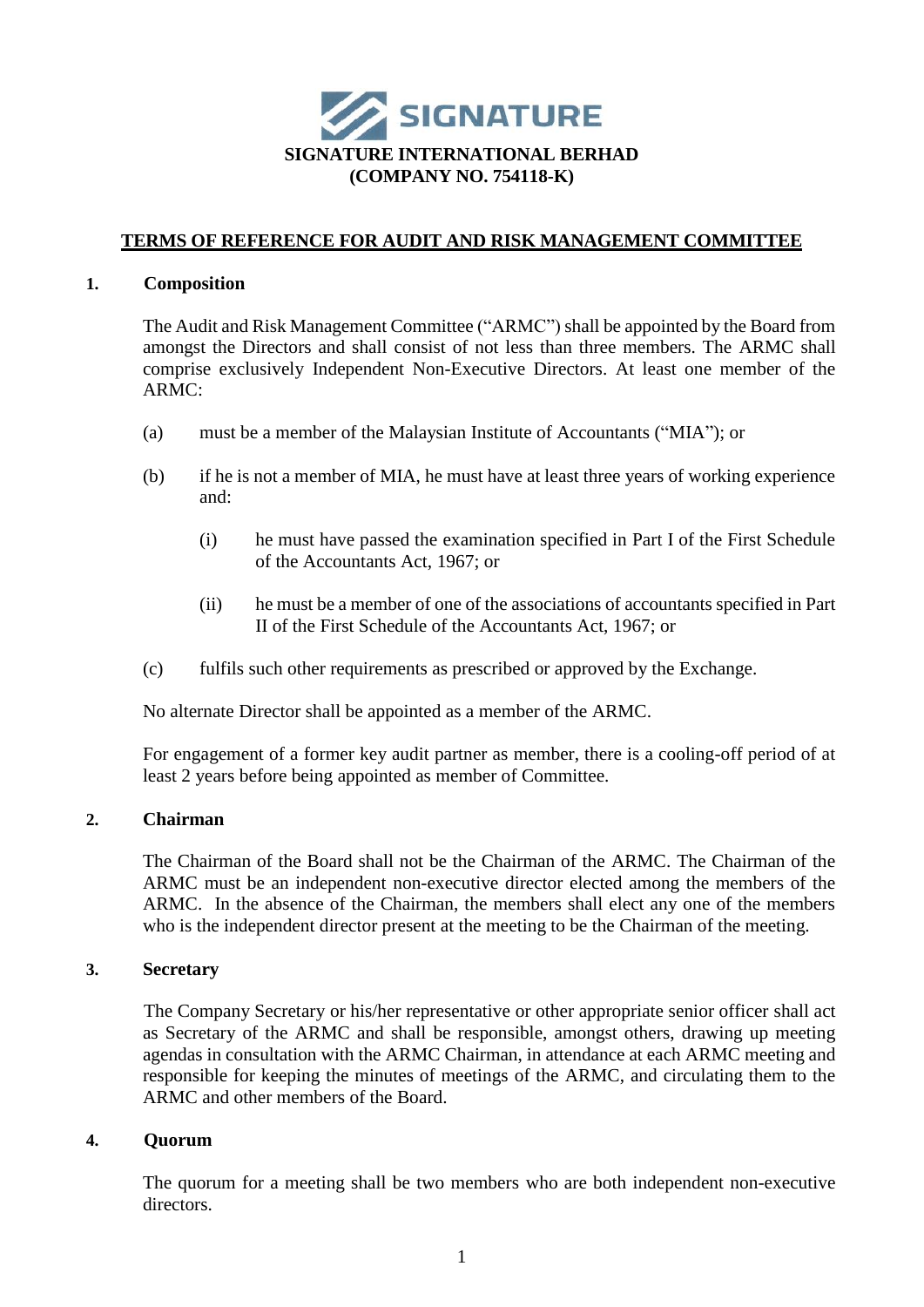**SIGNATURE**

**SIGNATURE INTERNATIONAL BERHAD**
**(COMPANY NO. 754118-K)**

# TERMS OF REFERENCE FOR AUDIT AND RISK MANAGEMENT COMMITTEE

## 1. Composition

The Audit and Risk Management Committee ("ARMC") shall be appointed by the Board from amongst the Directors and shall consist of not less than three members. The ARMC shall comprise exclusively Independent Non-Executive Directors. At least one member of the ARMC:

(a) must be a member of the Malaysian Institute of Accountants ("MIA"); or

(b) if he is not a member of MIA, he must have at least three years of working experience and:

  (i) he must have passed the examination specified in Part I of the First Schedule of the Accountants Act, 1967; or

  (ii) he must be a member of one of the associations of accountants specified in Part II of the First Schedule of the Accountants Act, 1967; or

(c) fulfils such other requirements as prescribed or approved by the Exchange.

No alternate Director shall be appointed as a member of the ARMC.

For engagement of a former key audit partner as member, there is a cooling-off period of at least 2 years before being appointed as member of Committee.

## 2. Chairman

The Chairman of the Board shall not be the Chairman of the ARMC. The Chairman of the ARMC must be an independent non-executive director elected among the members of the ARMC. In the absence of the Chairman, the members shall elect any one of the members who is the independent director present at the meeting to be the Chairman of the meeting.

## 3. Secretary

The Company Secretary or his/her representative or other appropriate senior officer shall act as Secretary of the ARMC and shall be responsible, amongst others, drawing up meeting agendas in consultation with the ARMC Chairman, in attendance at each ARMC meeting and responsible for keeping the minutes of meetings of the ARMC, and circulating them to the ARMC and other members of the Board.

## 4. Quorum

The quorum for a meeting shall be two members who are both independent non-executive directors.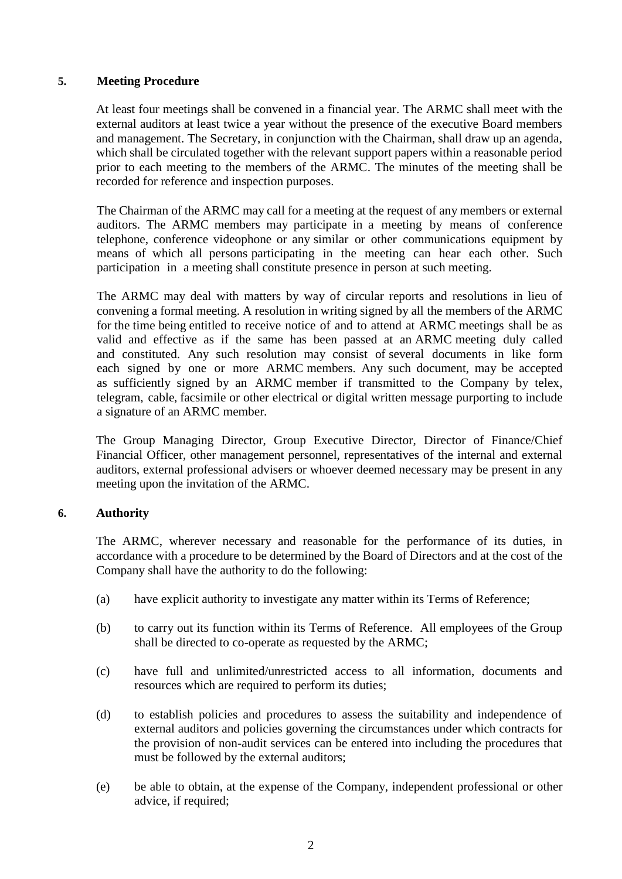## 5. Meeting Procedure

At least four meetings shall be convened in a financial year. The ARMC shall meet with the external auditors at least twice a year without the presence of the executive Board members and management. The Secretary, in conjunction with the Chairman, shall draw up an agenda, which shall be circulated together with the relevant support papers within a reasonable period prior to each meeting to the members of the ARMC. The minutes of the meeting shall be recorded for reference and inspection purposes.

The Chairman of the ARMC may call for a meeting at the request of any members or external auditors. The ARMC members may participate in a meeting by means of conference telephone, conference videophone or any similar or other communications equipment by means of which all persons participating in the meeting can hear each other. Such participation in a meeting shall constitute presence in person at such meeting.

The ARMC may deal with matters by way of circular reports and resolutions in lieu of convening a formal meeting. A resolution in writing signed by all the members of the ARMC for the time being entitled to receive notice of and to attend at ARMC meetings shall be as valid and effective as if the same has been passed at an ARMC meeting duly called and constituted. Any such resolution may consist of several documents in like form each signed by one or more ARMC members. Any such document, may be accepted as sufficiently signed by an ARMC member if transmitted to the Company by telex, telegram, cable, facsimile or other electrical or digital written message purporting to include a signature of an ARMC member.

The Group Managing Director, Group Executive Director, Director of Finance/Chief Financial Officer, other management personnel, representatives of the internal and external auditors, external professional advisers or whoever deemed necessary may be present in any meeting upon the invitation of the ARMC.

## 6. Authority

The ARMC, wherever necessary and reasonable for the performance of its duties, in accordance with a procedure to be determined by the Board of Directors and at the cost of the Company shall have the authority to do the following:

(a) have explicit authority to investigate any matter within its Terms of Reference;

(b) to carry out its function within its Terms of Reference. All employees of the Group shall be directed to co-operate as requested by the ARMC;

(c) have full and unlimited/unrestricted access to all information, documents and resources which are required to perform its duties;

(d) to establish policies and procedures to assess the suitability and independence of external auditors and policies governing the circumstances under which contracts for the provision of non-audit services can be entered into including the procedures that must be followed by the external auditors;

(e) be able to obtain, at the expense of the Company, independent professional or other advice, if required;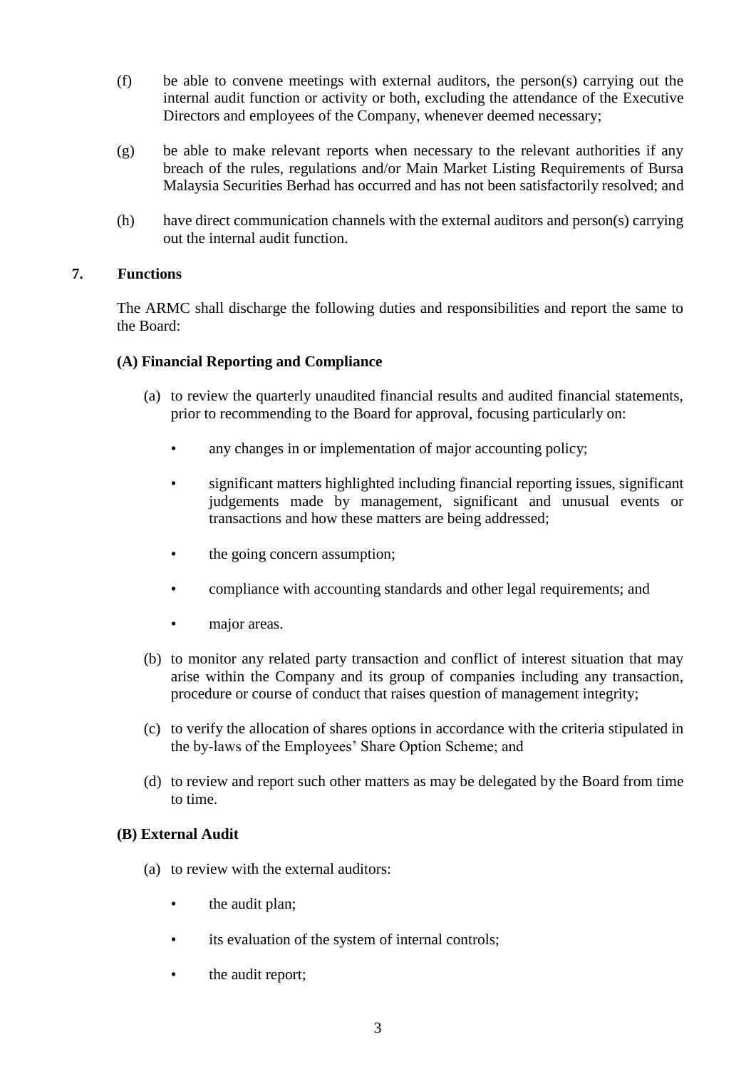(f) be able to convene meetings with external auditors, the person(s) carrying out the internal audit function or activity or both, excluding the attendance of the Executive Directors and employees of the Company, whenever deemed necessary;

(g) be able to make relevant reports when necessary to the relevant authorities if any breach of the rules, regulations and/or Main Market Listing Requirements of Bursa Malaysia Securities Berhad has occurred and has not been satisfactorily resolved; and

(h) have direct communication channels with the external auditors and person(s) carrying out the internal audit function.

## 7. Functions

The ARMC shall discharge the following duties and responsibilities and report the same to the Board:

### (A) Financial Reporting and Compliance

(a) to review the quarterly unaudited financial results and audited financial statements, prior to recommending to the Board for approval, focusing particularly on:

- any changes in or implementation of major accounting policy;
- significant matters highlighted including financial reporting issues, significant judgements made by management, significant and unusual events or transactions and how these matters are being addressed;
- the going concern assumption;
- compliance with accounting standards and other legal requirements; and
- major areas.

(b) to monitor any related party transaction and conflict of interest situation that may arise within the Company and its group of companies including any transaction, procedure or course of conduct that raises question of management integrity;

(c) to verify the allocation of shares options in accordance with the criteria stipulated in the by-laws of the Employees' Share Option Scheme; and

(d) to review and report such other matters as may be delegated by the Board from time to time.

### (B) External Audit

(a) to review with the external auditors:

- the audit plan;
- its evaluation of the system of internal controls;
- the audit report;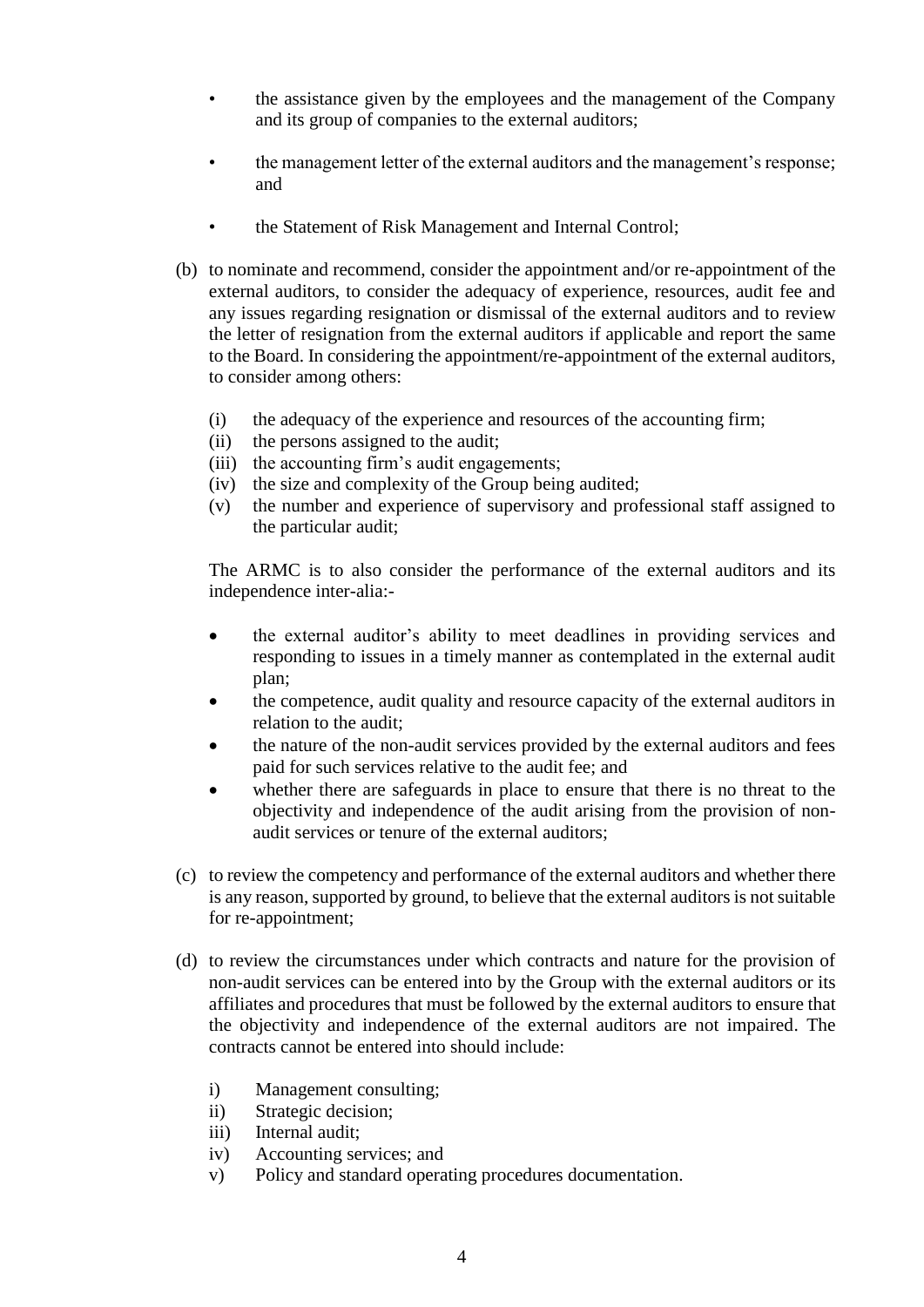- the assistance given by the employees and the management of the Company and its group of companies to the external auditors;

- the management letter of the external auditors and the management's response; and

- the Statement of Risk Management and Internal Control;

(b) to nominate and recommend, consider the appointment and/or re-appointment of the external auditors, to consider the adequacy of experience, resources, audit fee and any issues regarding resignation or dismissal of the external auditors and to review the letter of resignation from the external auditors if applicable and report the same to the Board. In considering the appointment/re-appointment of the external auditors, to consider among others:

   (i) the adequacy of the experience and resources of the accounting firm;
   (ii) the persons assigned to the audit;
   (iii) the accounting firm's audit engagements;
   (iv) the size and complexity of the Group being audited;
   (v) the number and experience of supervisory and professional staff assigned to the particular audit;

   The ARMC is to also consider the performance of the external auditors and its independence inter-alia:-

   - the external auditor's ability to meet deadlines in providing services and responding to issues in a timely manner as contemplated in the external audit plan;
   - the competence, audit quality and resource capacity of the external auditors in relation to the audit;
   - the nature of the non-audit services provided by the external auditors and fees paid for such services relative to the audit fee; and
   - whether there are safeguards in place to ensure that there is no threat to the objectivity and independence of the audit arising from the provision of non-audit services or tenure of the external auditors;

(c) to review the competency and performance of the external auditors and whether there is any reason, supported by ground, to believe that the external auditors is not suitable for re-appointment;

(d) to review the circumstances under which contracts and nature for the provision of non-audit services can be entered into by the Group with the external auditors or its affiliates and procedures that must be followed by the external auditors to ensure that the objectivity and independence of the external auditors are not impaired. The contracts cannot be entered into should include:

   i) Management consulting;
   ii) Strategic decision;
   iii) Internal audit;
   iv) Accounting services; and
   v) Policy and standard operating procedures documentation.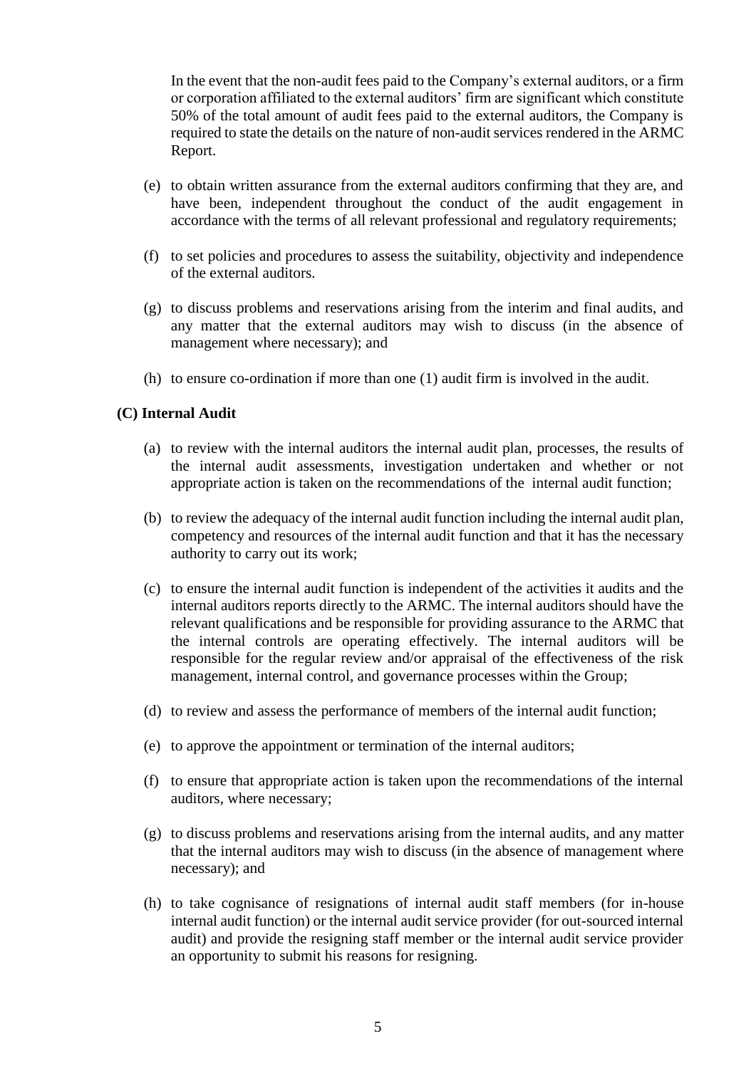In the event that the non-audit fees paid to the Company's external auditors, or a firm or corporation affiliated to the external auditors' firm are significant which constitute 50% of the total amount of audit fees paid to the external auditors, the Company is required to state the details on the nature of non-audit services rendered in the ARMC Report.

(e) to obtain written assurance from the external auditors confirming that they are, and have been, independent throughout the conduct of the audit engagement in accordance with the terms of all relevant professional and regulatory requirements;

(f) to set policies and procedures to assess the suitability, objectivity and independence of the external auditors.

(g) to discuss problems and reservations arising from the interim and final audits, and any matter that the external auditors may wish to discuss (in the absence of management where necessary); and

(h) to ensure co-ordination if more than one (1) audit firm is involved in the audit.

**(C) Internal Audit**

(a) to review with the internal auditors the internal audit plan, processes, the results of the internal audit assessments, investigation undertaken and whether or not appropriate action is taken on the recommendations of the internal audit function;

(b) to review the adequacy of the internal audit function including the internal audit plan, competency and resources of the internal audit function and that it has the necessary authority to carry out its work;

(c) to ensure the internal audit function is independent of the activities it audits and the internal auditors reports directly to the ARMC. The internal auditors should have the relevant qualifications and be responsible for providing assurance to the ARMC that the internal controls are operating effectively. The internal auditors will be responsible for the regular review and/or appraisal of the effectiveness of the risk management, internal control, and governance processes within the Group;

(d) to review and assess the performance of members of the internal audit function;

(e) to approve the appointment or termination of the internal auditors;

(f) to ensure that appropriate action is taken upon the recommendations of the internal auditors, where necessary;

(g) to discuss problems and reservations arising from the internal audits, and any matter that the internal auditors may wish to discuss (in the absence of management where necessary); and

(h) to take cognisance of resignations of internal audit staff members (for in-house internal audit function) or the internal audit service provider (for out-sourced internal audit) and provide the resigning staff member or the internal audit service provider an opportunity to submit his reasons for resigning.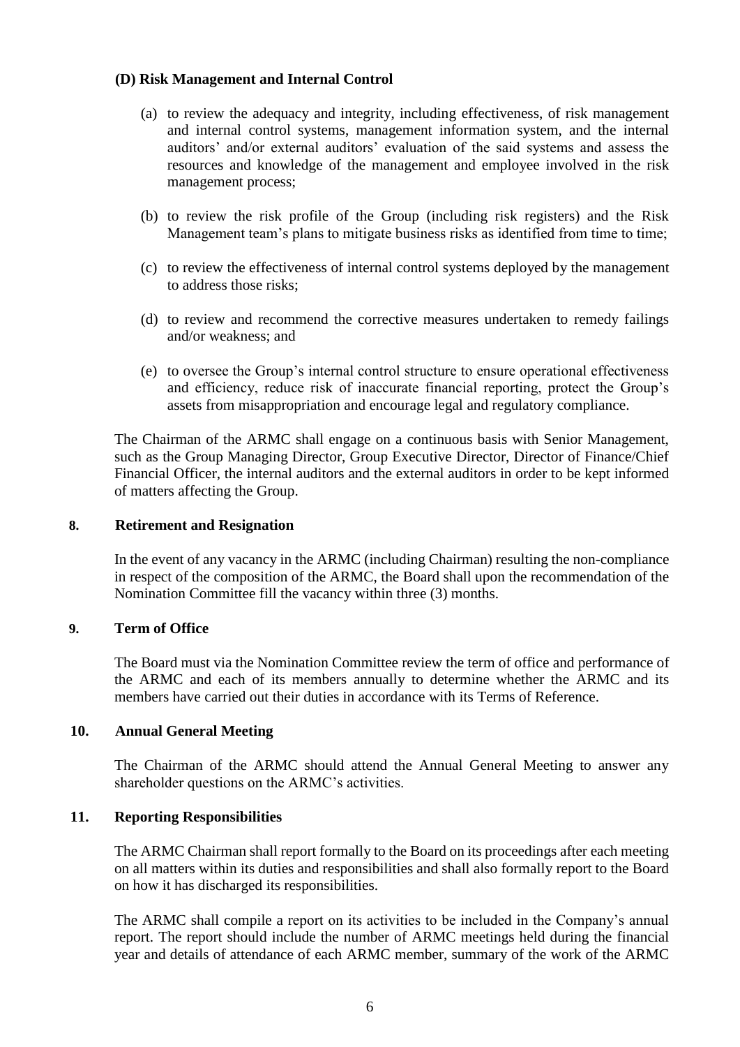### (D) Risk Management and Internal Control

(a) to review the adequacy and integrity, including effectiveness, of risk management and internal control systems, management information system, and the internal auditors' and/or external auditors' evaluation of the said systems and assess the resources and knowledge of the management and employee involved in the risk management process;

(b) to review the risk profile of the Group (including risk registers) and the Risk Management team's plans to mitigate business risks as identified from time to time;

(c) to review the effectiveness of internal control systems deployed by the management to address those risks;

(d) to review and recommend the corrective measures undertaken to remedy failings and/or weakness; and

(e) to oversee the Group's internal control structure to ensure operational effectiveness and efficiency, reduce risk of inaccurate financial reporting, protect the Group's assets from misappropriation and encourage legal and regulatory compliance.

The Chairman of the ARMC shall engage on a continuous basis with Senior Management, such as the Group Managing Director, Group Executive Director, Director of Finance/Chief Financial Officer, the internal auditors and the external auditors in order to be kept informed of matters affecting the Group.

## 8. Retirement and Resignation

In the event of any vacancy in the ARMC (including Chairman) resulting the non-compliance in respect of the composition of the ARMC, the Board shall upon the recommendation of the Nomination Committee fill the vacancy within three (3) months.

## 9. Term of Office

The Board must via the Nomination Committee review the term of office and performance of the ARMC and each of its members annually to determine whether the ARMC and its members have carried out their duties in accordance with its Terms of Reference.

## 10. Annual General Meeting

The Chairman of the ARMC should attend the Annual General Meeting to answer any shareholder questions on the ARMC's activities.

## 11. Reporting Responsibilities

The ARMC Chairman shall report formally to the Board on its proceedings after each meeting on all matters within its duties and responsibilities and shall also formally report to the Board on how it has discharged its responsibilities.

The ARMC shall compile a report on its activities to be included in the Company's annual report. The report should include the number of ARMC meetings held during the financial year and details of attendance of each ARMC member, summary of the work of the ARMC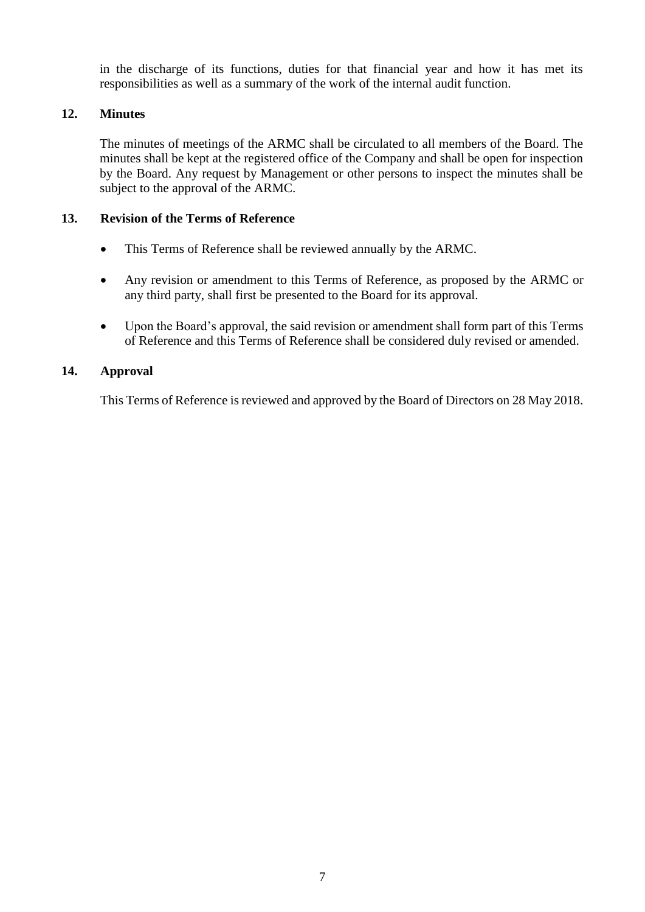in the discharge of its functions, duties for that financial year and how it has met its responsibilities as well as a summary of the work of the internal audit function.

## 12. Minutes

The minutes of meetings of the ARMC shall be circulated to all members of the Board. The minutes shall be kept at the registered office of the Company and shall be open for inspection by the Board. Any request by Management or other persons to inspect the minutes shall be subject to the approval of the ARMC.

## 13. Revision of the Terms of Reference

- This Terms of Reference shall be reviewed annually by the ARMC.
- Any revision or amendment to this Terms of Reference, as proposed by the ARMC or any third party, shall first be presented to the Board for its approval.
- Upon the Board's approval, the said revision or amendment shall form part of this Terms of Reference and this Terms of Reference shall be considered duly revised or amended.

## 14. Approval

This Terms of Reference is reviewed and approved by the Board of Directors on 28 May 2018.